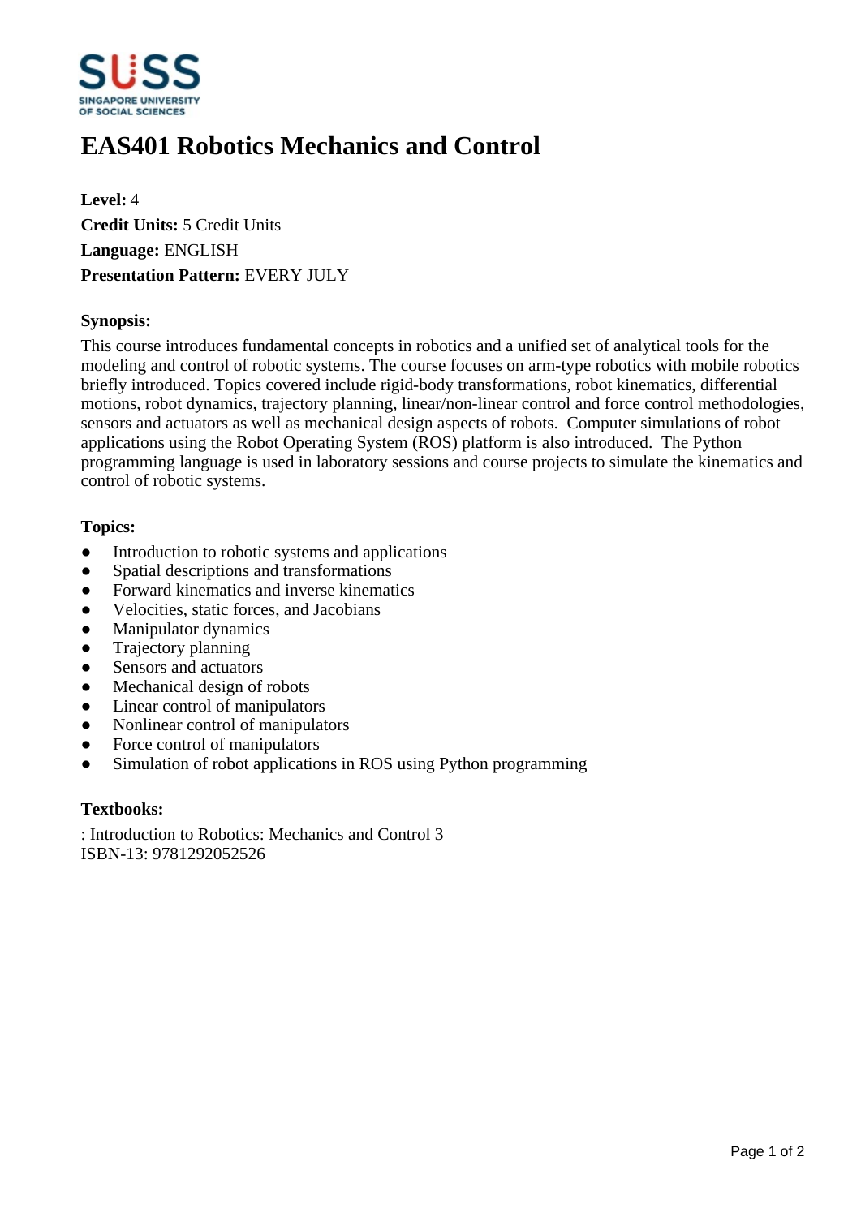# EAS401 Robotics Mechanics and Control

**Level:** 4
**Credit Units:** 5 Credit Units
**Language:** ENGLISH
**Presentation Pattern:** EVERY JULY

### Synopsis:

This course introduces fundamental concepts in robotics and a unified set of analytical tools for the modeling and control of robotic systems. The course focuses on arm-type robotics with mobile robotics briefly introduced. Topics covered include rigid-body transformations, robot kinematics, differential motions, robot dynamics, trajectory planning, linear/non-linear control and force control methodologies, sensors and actuators as well as mechanical design aspects of robots. Computer simulations of robot applications using the Robot Operating System (ROS) platform is also introduced. The Python programming language is used in laboratory sessions and course projects to simulate the kinematics and control of robotic systems.

### Topics:

- Introduction to robotic systems and applications
- Spatial descriptions and transformations
- Forward kinematics and inverse kinematics
- Velocities, static forces, and Jacobians
- Manipulator dynamics
- Trajectory planning
- Sensors and actuators
- Mechanical design of robots
- Linear control of manipulators
- Nonlinear control of manipulators
- Force control of manipulators
- Simulation of robot applications in ROS using Python programming

### Textbooks:

: Introduction to Robotics: Mechanics and Control 3
ISBN-13: 9781292052526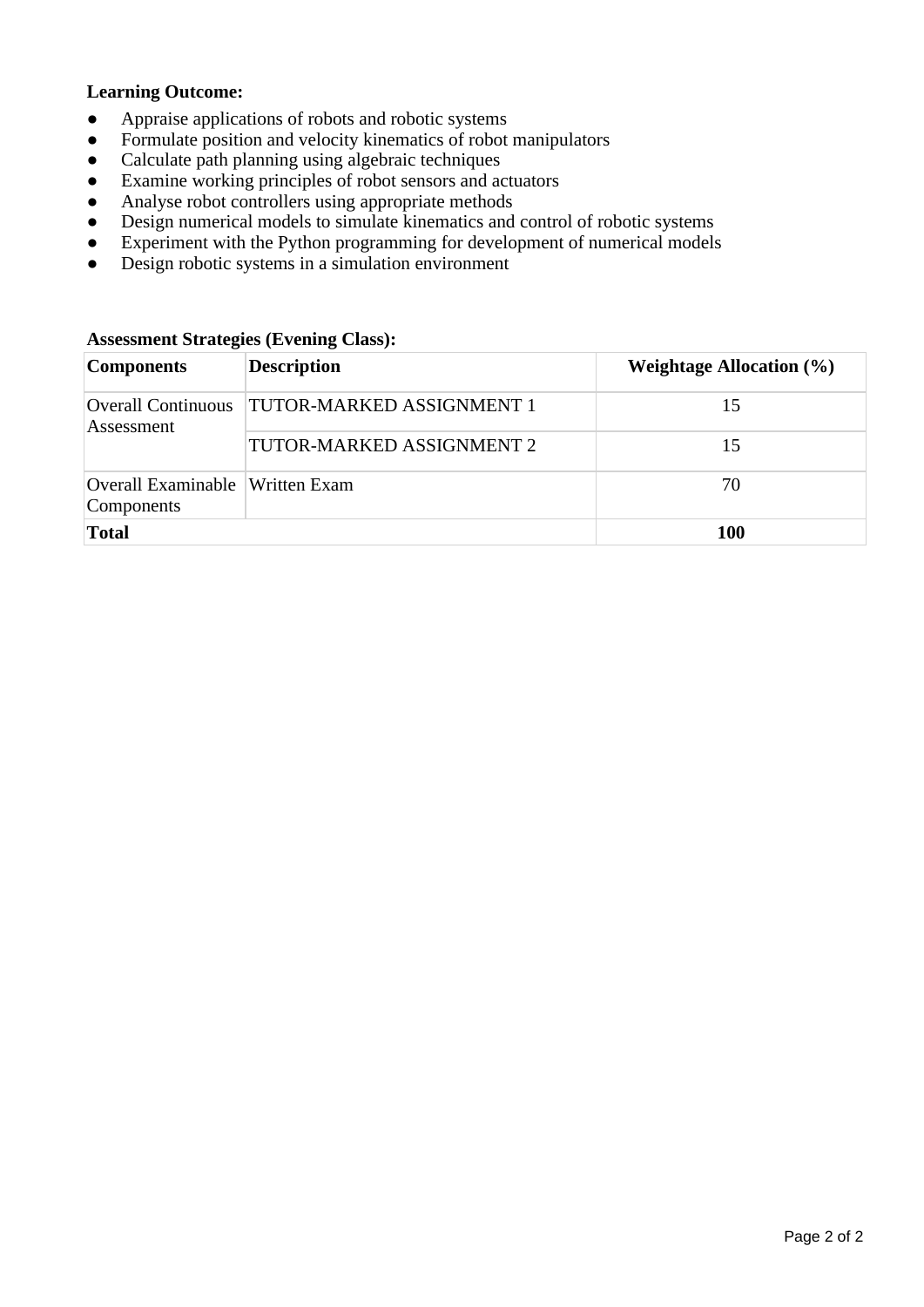**Learning Outcome:**

- Appraise applications of robots and robotic systems
- Formulate position and velocity kinematics of robot manipulators
- Calculate path planning using algebraic techniques
- Examine working principles of robot sensors and actuators
- Analyse robot controllers using appropriate methods
- Design numerical models to simulate kinematics and control of robotic systems
- Experiment with the Python programming for development of numerical models
- Design robotic systems in a simulation environment

**Assessment Strategies (Evening Class):**

| **Components** | **Description** | **Weightage Allocation (%)** |
|---|---|---|
| Overall Continuous Assessment | TUTOR-MARKED ASSIGNMENT 1 | 15 |
| | TUTOR-MARKED ASSIGNMENT 2 | 15 |
| Overall Examinable Components | Written Exam | 70 |
| **Total** | | **100** |